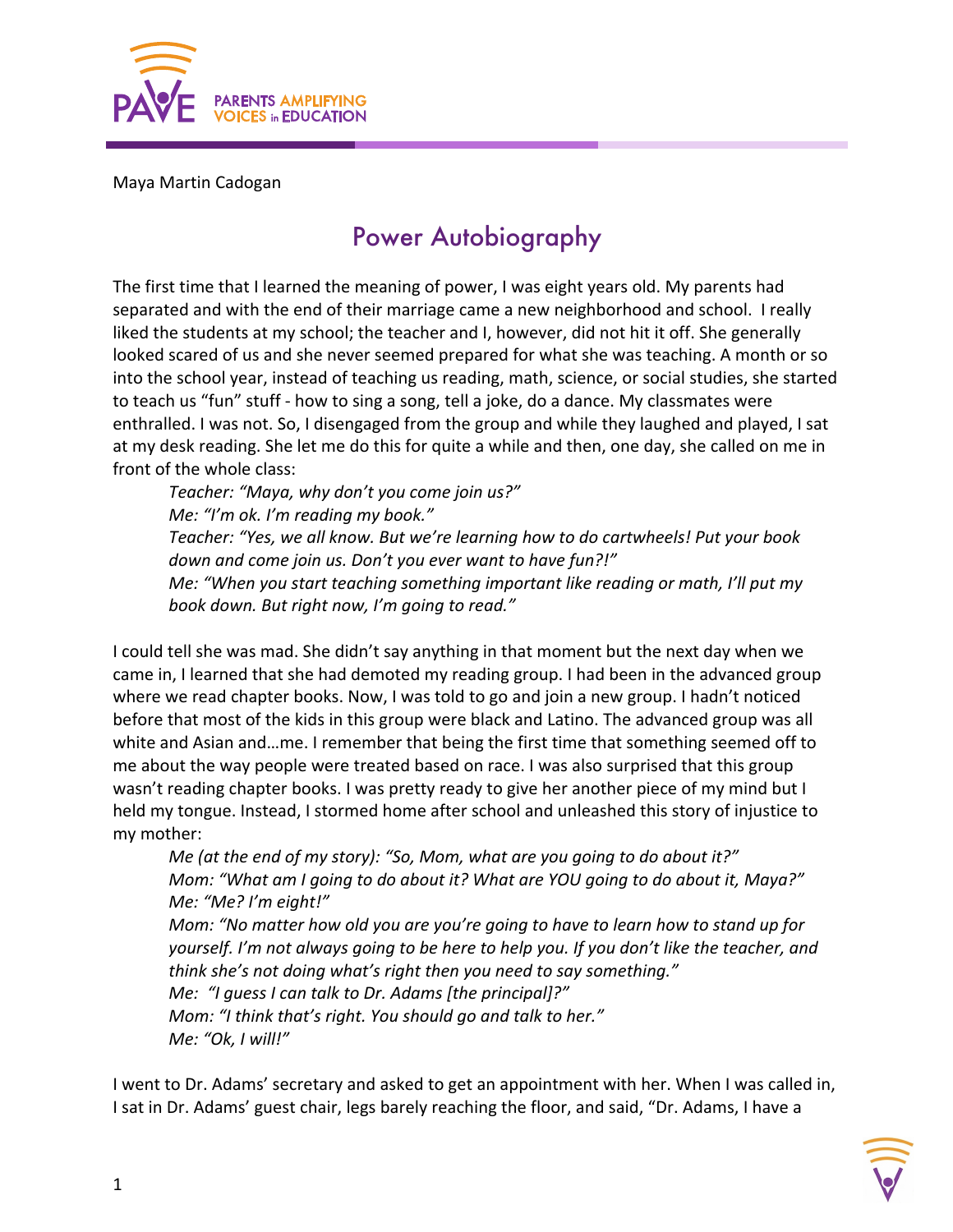Maya Martin Cadogan

# Power Autobiography

The first time that I learned the meaning of power, I was eight years old. My parents had separated and with the end of their marriage came a new neighborhood and school. I really liked the students at my school; the teacher and I, however, did not hit it off. She generally looked scared of us and she never seemed prepared for what she was teaching. A month or so into the school year, instead of teaching us reading, math, science, or social studies, she started to teach us "fun" stuff - how to sing a song, tell a joke, do a dance. My classmates were enthralled. I was not. So, I disengaged from the group and while they laughed and played, I sat at my desk reading. She let me do this for quite a while and then, one day, she called on me in front of the whole class:

> *Teacher: "Maya, why don't you come join us?"*
> *Me: "I'm ok. I'm reading my book."*
> *Teacher: "Yes, we all know. But we're learning how to do cartwheels! Put your book down and come join us. Don't you ever want to have fun?!"*
> *Me: "When you start teaching something important like reading or math, I'll put my book down. But right now, I'm going to read."*

I could tell she was mad. She didn't say anything in that moment but the next day when we came in, I learned that she had demoted my reading group. I had been in the advanced group where we read chapter books. Now, I was told to go and join a new group. I hadn't noticed before that most of the kids in this group were black and Latino. The advanced group was all white and Asian and…me. I remember that being the first time that something seemed off to me about the way people were treated based on race. I was also surprised that this group wasn't reading chapter books. I was pretty ready to give her another piece of my mind but I held my tongue. Instead, I stormed home after school and unleashed this story of injustice to my mother:

> *Me (at the end of my story): "So, Mom, what are you going to do about it?"*
> *Mom: "What am I going to do about it? What are YOU going to do about it, Maya?"*
> *Me: "Me? I'm eight!"*
> *Mom: "No matter how old you are you're going to have to learn how to stand up for yourself. I'm not always going to be here to help you. If you don't like the teacher, and think she's not doing what's right then you need to say something."*
> *Me: "I guess I can talk to Dr. Adams [the principal]?"*
> *Mom: "I think that's right. You should go and talk to her."*
> *Me: "Ok, I will!"*

I went to Dr. Adams' secretary and asked to get an appointment with her. When I was called in, I sat in Dr. Adams' guest chair, legs barely reaching the floor, and said, "Dr. Adams, I have a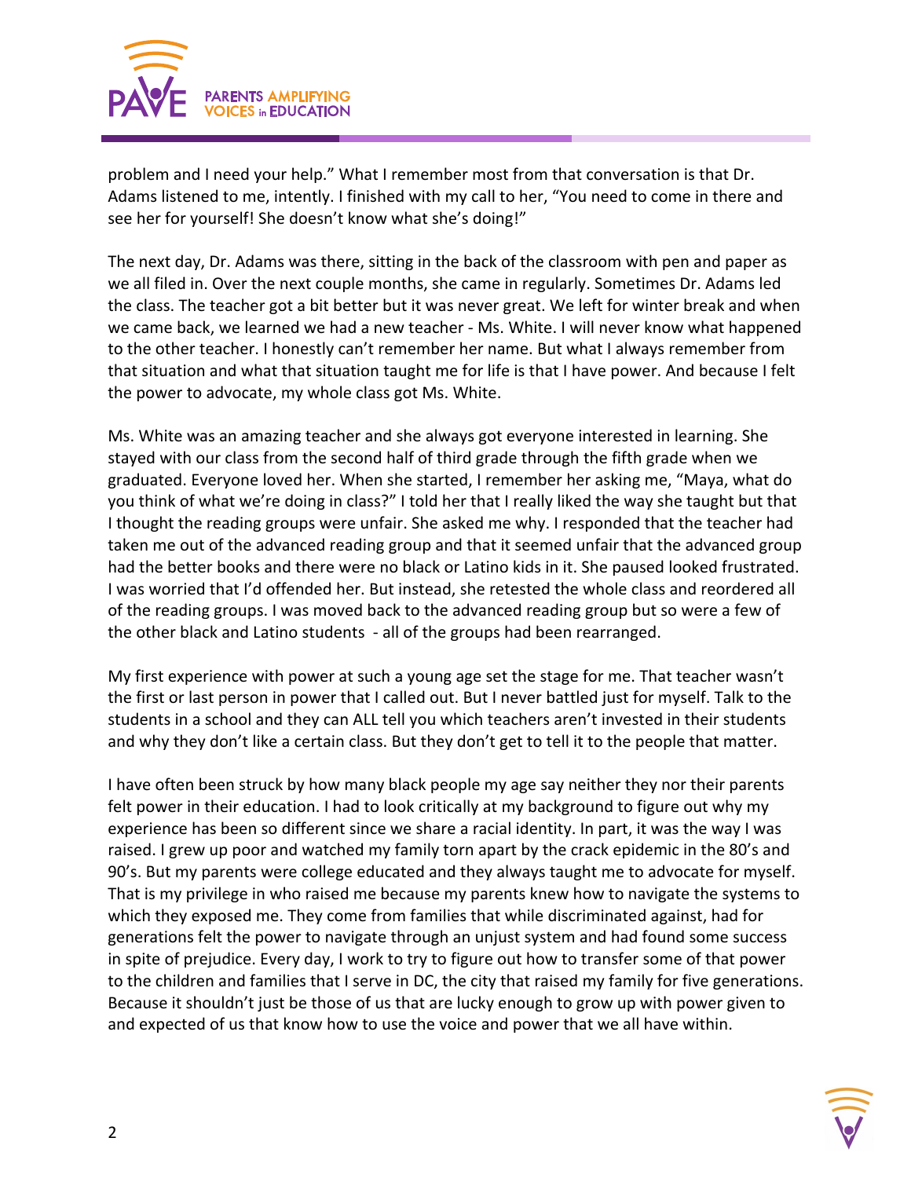problem and I need your help." What I remember most from that conversation is that Dr. Adams listened to me, intently. I finished with my call to her, "You need to come in there and see her for yourself! She doesn't know what she's doing!"

The next day, Dr. Adams was there, sitting in the back of the classroom with pen and paper as we all filed in. Over the next couple months, she came in regularly. Sometimes Dr. Adams led the class. The teacher got a bit better but it was never great. We left for winter break and when we came back, we learned we had a new teacher - Ms. White. I will never know what happened to the other teacher. I honestly can't remember her name. But what I always remember from that situation and what that situation taught me for life is that I have power. And because I felt the power to advocate, my whole class got Ms. White.

Ms. White was an amazing teacher and she always got everyone interested in learning. She stayed with our class from the second half of third grade through the fifth grade when we graduated. Everyone loved her. When she started, I remember her asking me, "Maya, what do you think of what we're doing in class?" I told her that I really liked the way she taught but that I thought the reading groups were unfair. She asked me why. I responded that the teacher had taken me out of the advanced reading group and that it seemed unfair that the advanced group had the better books and there were no black or Latino kids in it. She paused looked frustrated. I was worried that I'd offended her. But instead, she retested the whole class and reordered all of the reading groups. I was moved back to the advanced reading group but so were a few of the other black and Latino students - all of the groups had been rearranged.

My first experience with power at such a young age set the stage for me. That teacher wasn't the first or last person in power that I called out. But I never battled just for myself. Talk to the students in a school and they can ALL tell you which teachers aren't invested in their students and why they don't like a certain class. But they don't get to tell it to the people that matter.

I have often been struck by how many black people my age say neither they nor their parents felt power in their education. I had to look critically at my background to figure out why my experience has been so different since we share a racial identity. In part, it was the way I was raised. I grew up poor and watched my family torn apart by the crack epidemic in the 80's and 90's. But my parents were college educated and they always taught me to advocate for myself. That is my privilege in who raised me because my parents knew how to navigate the systems to which they exposed me. They come from families that while discriminated against, had for generations felt the power to navigate through an unjust system and had found some success in spite of prejudice. Every day, I work to try to figure out how to transfer some of that power to the children and families that I serve in DC, the city that raised my family for five generations. Because it shouldn't just be those of us that are lucky enough to grow up with power given to and expected of us that know how to use the voice and power that we all have within.